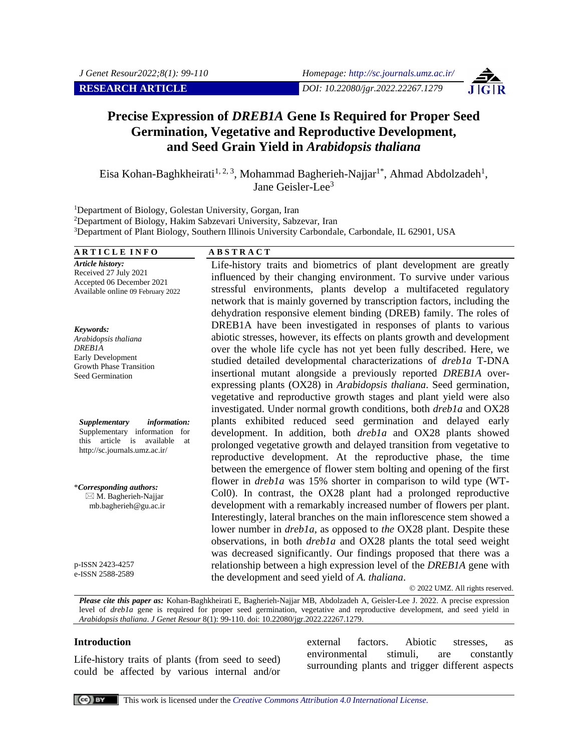**RESEARCH ARTICLE**

DOI: 10.22080/jgr.2022.22267.1279

# Precise Expression of *DREB1A* Gene Is Required for Proper Seed Germination, Vegetative and Reproductive Development, and Seed Grain Yield in *Arabidopsis thaliana*

Eisa Kohan-Baghkheirati[1, 2, 3], Mohammad Bagherieh-Najjar[1*], Ahmad Abdolzadeh[1], Jane Geisler-Lee[3]

[1]Department of Biology, Golestan University, Gorgan, Iran
[2]Department of Biology, Hakim Sabzevari University, Sabzevar, Iran
[3]Department of Plant Biology, Southern Illinois University Carbondale, Carbondale, IL 62901, USA

**ARTICLE INFO**

*Article history:*
Received 27 July 2021
Accepted 06 December 2021
Available online 09 February 2022

*Keywords:*
*Arabidopsis thaliana*
*DREB1A*
Early Development
Growth Phase Transition
Seed Germination

***Supplementary information:*** Supplementary information for this article is available at http://sc.journals.umz.ac.ir/

\****Corresponding authors:***
M. Bagherieh-Najjar
mb.bagherieh@gu.ac.ir

p-ISSN 2423-4257
e-ISSN 2588-2589

**ABSTRACT**

Life-history traits and biometrics of plant development are greatly influenced by their changing environment. To survive under various stressful environments, plants develop a multifaceted regulatory network that is mainly governed by transcription factors, including the dehydration responsive element binding (DREB) family. The roles of DREB1A have been investigated in responses of plants to various abiotic stresses, however, its effects on plants growth and development over the whole life cycle has not yet been fully described. Here, we studied detailed developmental characterizations of *dreb1a* T-DNA insertional mutant alongside a previously reported *DREB1A* over-expressing plants (OX28) in *Arabidopsis thaliana*. Seed germination, vegetative and reproductive growth stages and plant yield were also investigated. Under normal growth conditions, both *dreb1a* and OX28 plants exhibited reduced seed germination and delayed early development. In addition, both *dreb1a* and OX28 plants showed prolonged vegetative growth and delayed transition from vegetative to reproductive development. At the reproductive phase, the time between the emergence of flower stem bolting and opening of the first flower in *dreb1a* was 15% shorter in comparison to wild type (WT-Col0). In contrast, the OX28 plant had a prolonged reproductive development with a remarkably increased number of flowers per plant. Interestingly, lateral branches on the main inflorescence stem showed a lower number in *dreb1a,* as opposed to *the* OX28 plant. Despite these observations, in both *dreb1a* and OX28 plants the total seed weight was decreased significantly. Our findings proposed that there was a relationship between a high expression level of the *DREB1A* gene with the development and seed yield of *A. thaliana*.

© 2022 UMZ. All rights reserved.

***Please cite this paper as:*** Kohan-Baghkheirati E, Bagherieh-Najjar MB, Abdolzadeh A, Geisler-Lee J. 2022. A precise expression level of *dreb1a* gene is required for proper seed germination, vegetative and reproductive development, and seed yield in *Arabidopsis thaliana*. *J Genet Resour* 8(1): 99-110. doi: 10.22080/jgr.2022.22267.1279.

## Introduction

Life-history traits of plants (from seed to seed) could be affected by various internal and/or external factors. Abiotic stresses, as environmental stimuli, are constantly surrounding plants and trigger different aspects

This work is licensed under the *Creative Commons Attribution 4.0 International License.*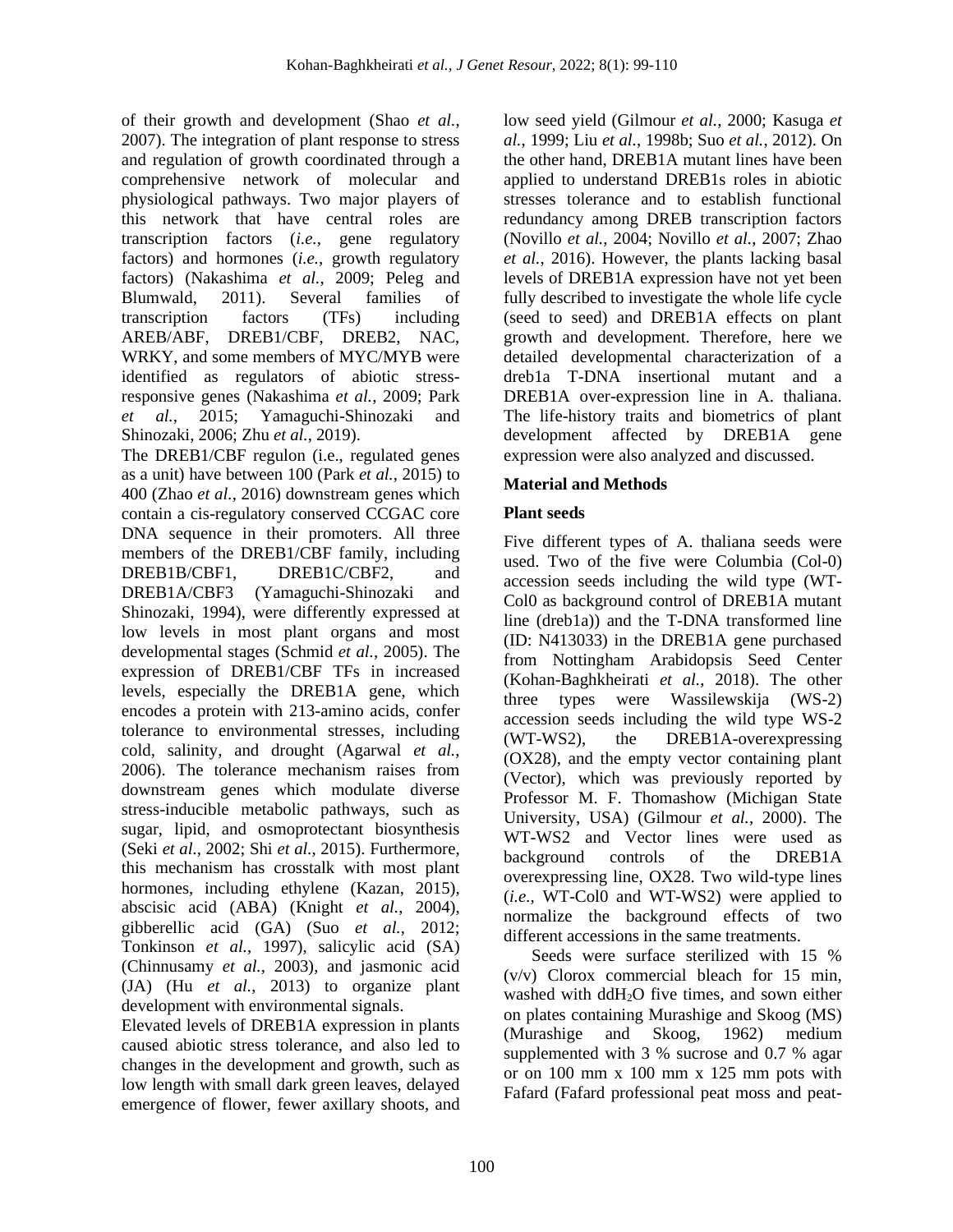of their growth and development (Shao *et al.*, 2007). The integration of plant response to stress and regulation of growth coordinated through a comprehensive network of molecular and physiological pathways. Two major players of this network that have central roles are transcription factors (*i.e.,* gene regulatory factors) and hormones (*i.e.,* growth regulatory factors) (Nakashima *et al.*, 2009; Peleg and Blumwald, 2011). Several families of transcription factors (TFs) including AREB/ABF, DREB1/CBF, DREB2, NAC, WRKY, and some members of MYC/MYB were identified as regulators of abiotic stress-responsive genes (Nakashima *et al.*, 2009; Park *et al.*, 2015; Yamaguchi-Shinozaki and Shinozaki, 2006; Zhu *et al.*, 2019).

The DREB1/CBF regulon (i.e., regulated genes as a unit) have between 100 (Park *et al.*, 2015) to 400 (Zhao *et al.*, 2016) downstream genes which contain a cis-regulatory conserved CCGAC core DNA sequence in their promoters. All three members of the DREB1/CBF family, including DREB1B/CBF1, DREB1C/CBF2, and DREB1A/CBF3 (Yamaguchi-Shinozaki and Shinozaki, 1994), were differently expressed at low levels in most plant organs and most developmental stages (Schmid *et al.*, 2005). The expression of DREB1/CBF TFs in increased levels, especially the DREB1A gene, which encodes a protein with 213-amino acids, confer tolerance to environmental stresses, including cold, salinity, and drought (Agarwal *et al.*, 2006). The tolerance mechanism raises from downstream genes which modulate diverse stress-inducible metabolic pathways, such as sugar, lipid, and osmoprotectant biosynthesis (Seki *et al.*, 2002; Shi *et al.*, 2015). Furthermore, this mechanism has crosstalk with most plant hormones, including ethylene (Kazan, 2015), abscisic acid (ABA) (Knight *et al.*, 2004), gibberellic acid (GA) (Suo *et al.*, 2012; Tonkinson *et al.*, 1997), salicylic acid (SA) (Chinnusamy *et al.*, 2003), and jasmonic acid (JA) (Hu *et al.*, 2013) to organize plant development with environmental signals.

Elevated levels of DREB1A expression in plants caused abiotic stress tolerance, and also led to changes in the development and growth, such as low length with small dark green leaves, delayed emergence of flower, fewer axillary shoots, and low seed yield (Gilmour *et al.*, 2000; Kasuga *et al.*, 1999; Liu *et al.*, 1998b; Suo *et al.*, 2012). On the other hand, DREB1A mutant lines have been applied to understand DREB1s roles in abiotic stresses tolerance and to establish functional redundancy among DREB transcription factors (Novillo *et al.*, 2004; Novillo *et al.*, 2007; Zhao *et al.*, 2016). However, the plants lacking basal levels of DREB1A expression have not yet been fully described to investigate the whole life cycle (seed to seed) and DREB1A effects on plant growth and development. Therefore, here we detailed developmental characterization of a dreb1a T-DNA insertional mutant and a DREB1A over-expression line in A. thaliana. The life-history traits and biometrics of plant development affected by DREB1A gene expression were also analyzed and discussed.

## Material and Methods

### Plant seeds

Five different types of A. thaliana seeds were used. Two of the five were Columbia (Col-0) accession seeds including the wild type (WT-Col0 as background control of DREB1A mutant line (dreb1a)) and the T-DNA transformed line (ID: N413033) in the DREB1A gene purchased from Nottingham Arabidopsis Seed Center (Kohan-Baghkheirati *et al.*, 2018). The other three types were Wassilewskija (WS-2) accession seeds including the wild type WS-2 (WT-WS2), the DREB1A-overexpressing (OX28), and the empty vector containing plant (Vector), which was previously reported by Professor M. F. Thomashow (Michigan State University, USA) (Gilmour *et al.*, 2000). The WT-WS2 and Vector lines were used as background controls of the DREB1A overexpressing line, OX28. Two wild-type lines (*i.e.,* WT-Col0 and WT-WS2) were applied to normalize the background effects of two different accessions in the same treatments.

Seeds were surface sterilized with 15 % (v/v) Clorox commercial bleach for 15 min, washed with dd$H_2O$ five times, and sown either on plates containing Murashige and Skoog (MS) (Murashige and Skoog, 1962) medium supplemented with 3 % sucrose and 0.7 % agar or on 100 mm x 100 mm x 125 mm pots with Fafard (Fafard professional peat moss and peat-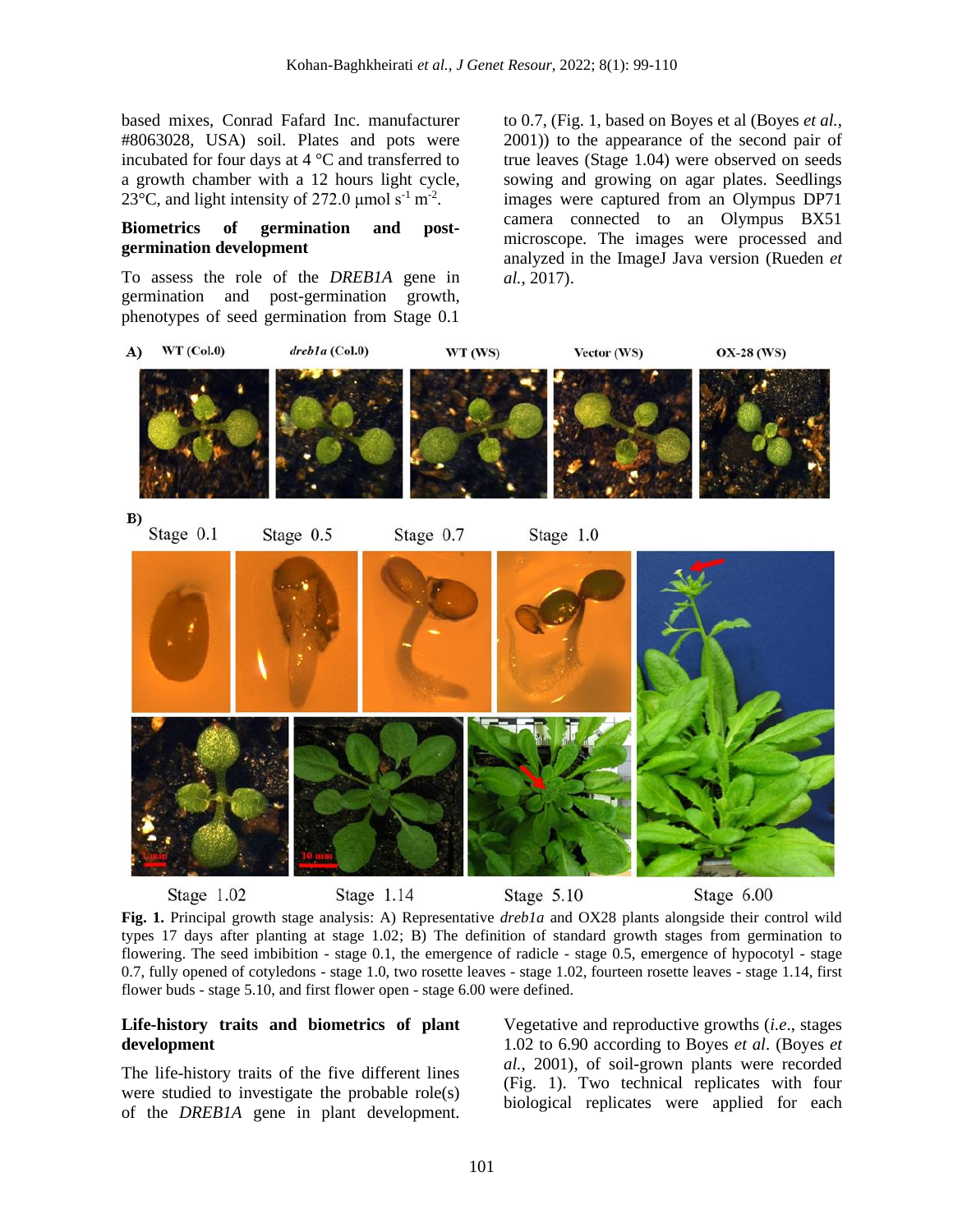based mixes, Conrad Fafard Inc. manufacturer #8063028, USA) soil. Plates and pots were incubated for four days at 4 °C and transferred to a growth chamber with a 12 hours light cycle, 23°C, and light intensity of 272.0 μmol $s^{-1}$ $m^{-2}$.

**Biometrics of germination and post-germination development**

To assess the role of the *DREB1A* gene in germination and post-germination growth, phenotypes of seed germination from Stage 0.1 to 0.7, (Fig. 1, based on Boyes et al (Boyes *et al.*, 2001)) to the appearance of the second pair of true leaves (Stage 1.04) were observed on seeds sowing and growing on agar plates. Seedlings images were captured from an Olympus DP71 camera connected to an Olympus BX51 microscope. The images were processed and analyzed in the ImageJ Java version (Rueden *et al.*, 2017).

**Fig. 1.** Principal growth stage analysis: A) Representative *dreb1a* and OX28 plants alongside their control wild types 17 days after planting at stage 1.02; B) The definition of standard growth stages from germination to flowering. The seed imbibition - stage 0.1, the emergence of radicle - stage 0.5, emergence of hypocotyl - stage 0.7, fully opened of cotyledons - stage 1.0, two rosette leaves - stage 1.02, fourteen rosette leaves - stage 1.14, first flower buds - stage 5.10, and first flower open - stage 6.00 were defined.

**Life-history traits and biometrics of plant development**

The life-history traits of the five different lines were studied to investigate the probable role(s) of the *DREB1A* gene in plant development. Vegetative and reproductive growths (*i.e.*, stages 1.02 to 6.90 according to Boyes *et al*. (Boyes *et al.*, 2001), of soil-grown plants were recorded (Fig. 1). Two technical replicates with four biological replicates were applied for each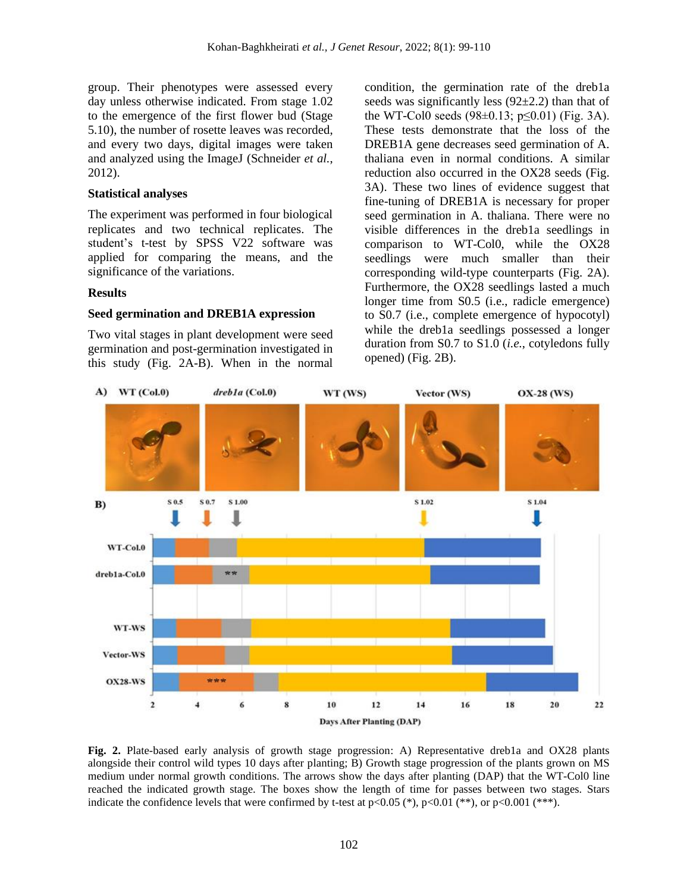group. Their phenotypes were assessed every day unless otherwise indicated. From stage 1.02 to the emergence of the first flower bud (Stage 5.10), the number of rosette leaves was recorded, and every two days, digital images were taken and analyzed using the ImageJ (Schneider *et al.*, 2012).

### Statistical analyses

The experiment was performed in four biological replicates and two technical replicates. The student's t-test by SPSS V22 software was applied for comparing the means, and the significance of the variations.

## Results

### Seed germination and DREB1A expression

Two vital stages in plant development were seed germination and post-germination investigated in this study (Fig. 2A-B). When in the normal condition, the germination rate of the dreb1a seeds was significantly less (92±2.2) than that of the WT-Col0 seeds (98±0.13; $p \leq 0.01$) (Fig. 3A). These tests demonstrate that the loss of the DREB1A gene decreases seed germination of A. thaliana even in normal conditions. A similar reduction also occurred in the OX28 seeds (Fig. 3A). These two lines of evidence suggest that fine-tuning of DREB1A is necessary for proper seed germination in A. thaliana. There were no visible differences in the dreb1a seedlings in comparison to WT-Col0, while the OX28 seedlings were much smaller than their corresponding wild-type counterparts (Fig. 2A). Furthermore, the OX28 seedlings lasted a much longer time from S0.5 (i.e., radicle emergence) to S0.7 (i.e., complete emergence of hypocotyl) while the dreb1a seedlings possessed a longer duration from S0.7 to S1.0 (*i.e.*, cotyledons fully opened) (Fig. 2B).

**Fig. 2.** Plate-based early analysis of growth stage progression: A) Representative dreb1a and OX28 plants alongside their control wild types 10 days after planting; B) Growth stage progression of the plants grown on MS medium under normal growth conditions. The arrows show the days after planting (DAP) that the WT-Col0 line reached the indicated growth stage. The boxes show the length of time for passes between two stages. Stars indicate the confidence levels that were confirmed by t-test at $p<0.05$ (*), $p<0.01$ (**), or $p<0.001$ (***).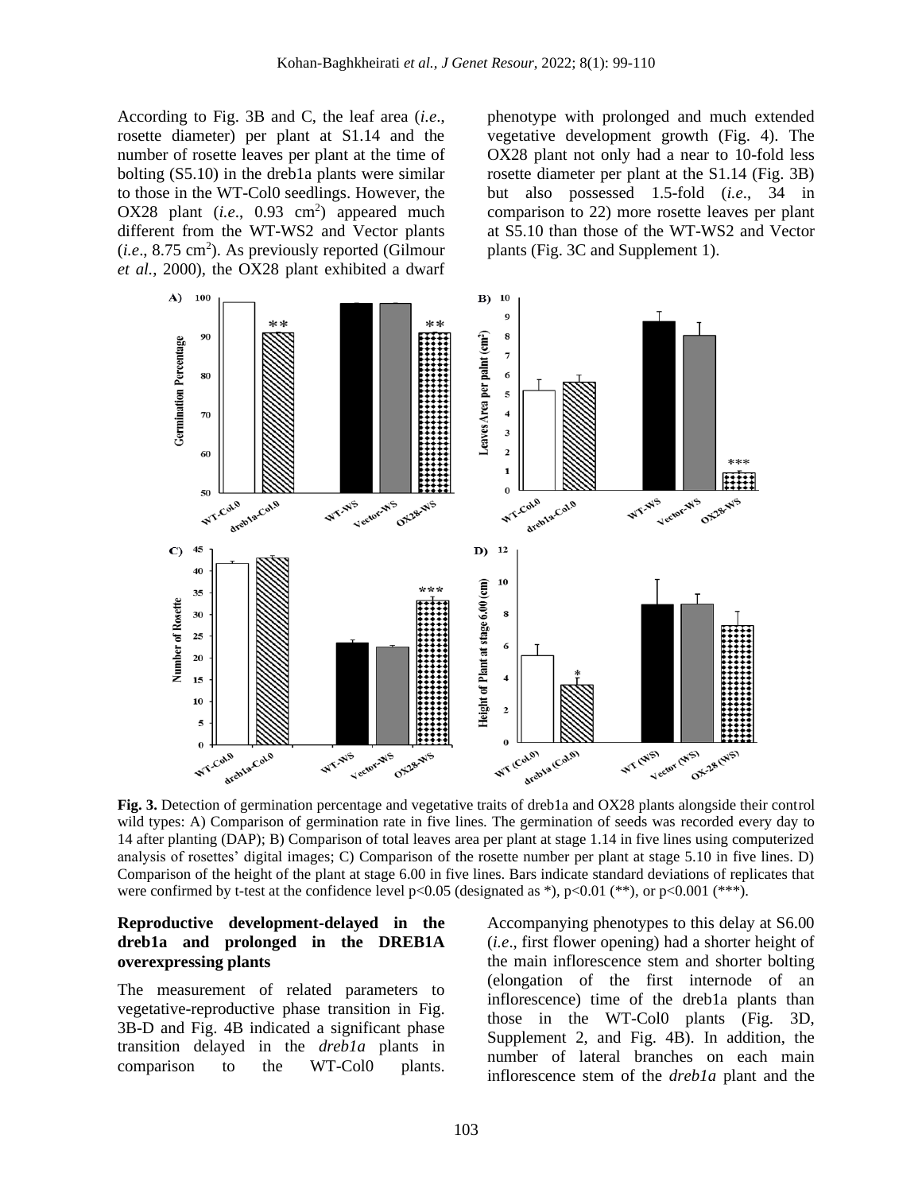According to Fig. 3B and C, the leaf area (*i.e*., rosette diameter) per plant at S1.14 and the number of rosette leaves per plant at the time of bolting (S5.10) in the dreb1a plants were similar to those in the WT-Col0 seedlings. However, the OX28 plant (*i.e*., 0.93 $cm^2$) appeared much different from the WT-WS2 and Vector plants (*i.e*., 8.75 $cm^2$). As previously reported (Gilmour *et al.*, 2000), the OX28 plant exhibited a dwarf phenotype with prolonged and much extended vegetative development growth (Fig. 4). The OX28 plant not only had a near to 10-fold less rosette diameter per plant at the S1.14 (Fig. 3B) but also possessed 1.5-fold (*i.e*., 34 in comparison to 22) more rosette leaves per plant at S5.10 than those of the WT-WS2 and Vector plants (Fig. 3C and Supplement 1).

**Fig. 3.** Detection of germination percentage and vegetative traits of dreb1a and OX28 plants alongside their control wild types: A) Comparison of germination rate in five lines. The germination of seeds was recorded every day to 14 after planting (DAP); B) Comparison of total leaves area per plant at stage 1.14 in five lines using computerized analysis of rosettes' digital images; C) Comparison of the rosette number per plant at stage 5.10 in five lines. D) Comparison of the height of the plant at stage 6.00 in five lines. Bars indicate standard deviations of replicates that were confirmed by t-test at the confidence level $p<0.05$ (designated as *), $p<0.01$ (**), or $p<0.001$ (***).

### Reproductive development-delayed in the dreb1a and prolonged in the DREB1A overexpressing plants

The measurement of related parameters to vegetative-reproductive phase transition in Fig. 3B-D and Fig. 4B indicated a significant phase transition delayed in the *dreb1a* plants in comparison to the WT-Col0 plants. Accompanying phenotypes to this delay at S6.00 (*i.e*., first flower opening) had a shorter height of the main inflorescence stem and shorter bolting (elongation of the first internode of an inflorescence) time of the dreb1a plants than those in the WT-Col0 plants (Fig. 3D, Supplement 2, and Fig. 4B). In addition, the number of lateral branches on each main inflorescence stem of the *dreb1a* plant and the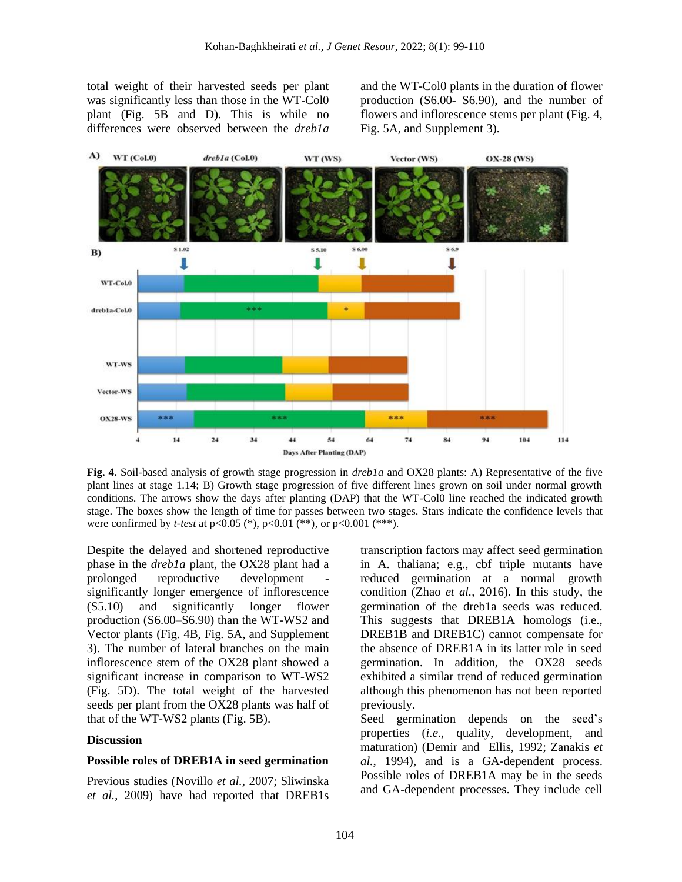total weight of their harvested seeds per plant was significantly less than those in the WT-Col0 plant (Fig. 5B and D). This is while no differences were observed between the *dreb1a* and the WT-Col0 plants in the duration of flower production (S6.00- S6.90), and the number of flowers and inflorescence stems per plant (Fig. 4, Fig. 5A, and Supplement 3).

**Fig. 4.** Soil-based analysis of growth stage progression in *dreb1a* and OX28 plants: A) Representative of the five plant lines at stage 1.14; B) Growth stage progression of five different lines grown on soil under normal growth conditions. The arrows show the days after planting (DAP) that the WT-Col0 line reached the indicated growth stage. The boxes show the length of time for passes between two stages. Stars indicate the confidence levels that were confirmed by *t-test* at p<0.05 (*), p<0.01 (**), or p<0.001 (***).

Despite the delayed and shortened reproductive phase in the *dreb1a* plant, the OX28 plant had a prolonged reproductive development - significantly longer emergence of inflorescence (S5.10) and significantly longer flower production (S6.00–S6.90) than the WT-WS2 and Vector plants (Fig. 4B, Fig. 5A, and Supplement 3). The number of lateral branches on the main inflorescence stem of the OX28 plant showed a significant increase in comparison to WT-WS2 (Fig. 5D). The total weight of the harvested seeds per plant from the OX28 plants was half of that of the WT-WS2 plants (Fig. 5B).

## Discussion

### Possible roles of DREB1A in seed germination

Previous studies (Novillo *et al.*, 2007; Sliwinska *et al.*, 2009) have had reported that DREB1s transcription factors may affect seed germination in A. thaliana; e.g., cbf triple mutants have reduced germination at a normal growth condition (Zhao *et al.*, 2016). In this study, the germination of the dreb1a seeds was reduced. This suggests that DREB1A homologs (i.e., DREB1B and DREB1C) cannot compensate for the absence of DREB1A in its latter role in seed germination. In addition, the OX28 seeds exhibited a similar trend of reduced germination although this phenomenon has not been reported previously.

Seed germination depends on the seed's properties (*i.e.*, quality, development, and maturation) (Demir and Ellis, 1992; Zanakis *et al.*, 1994), and is a GA-dependent process. Possible roles of DREB1A may be in the seeds and GA-dependent processes. They include cell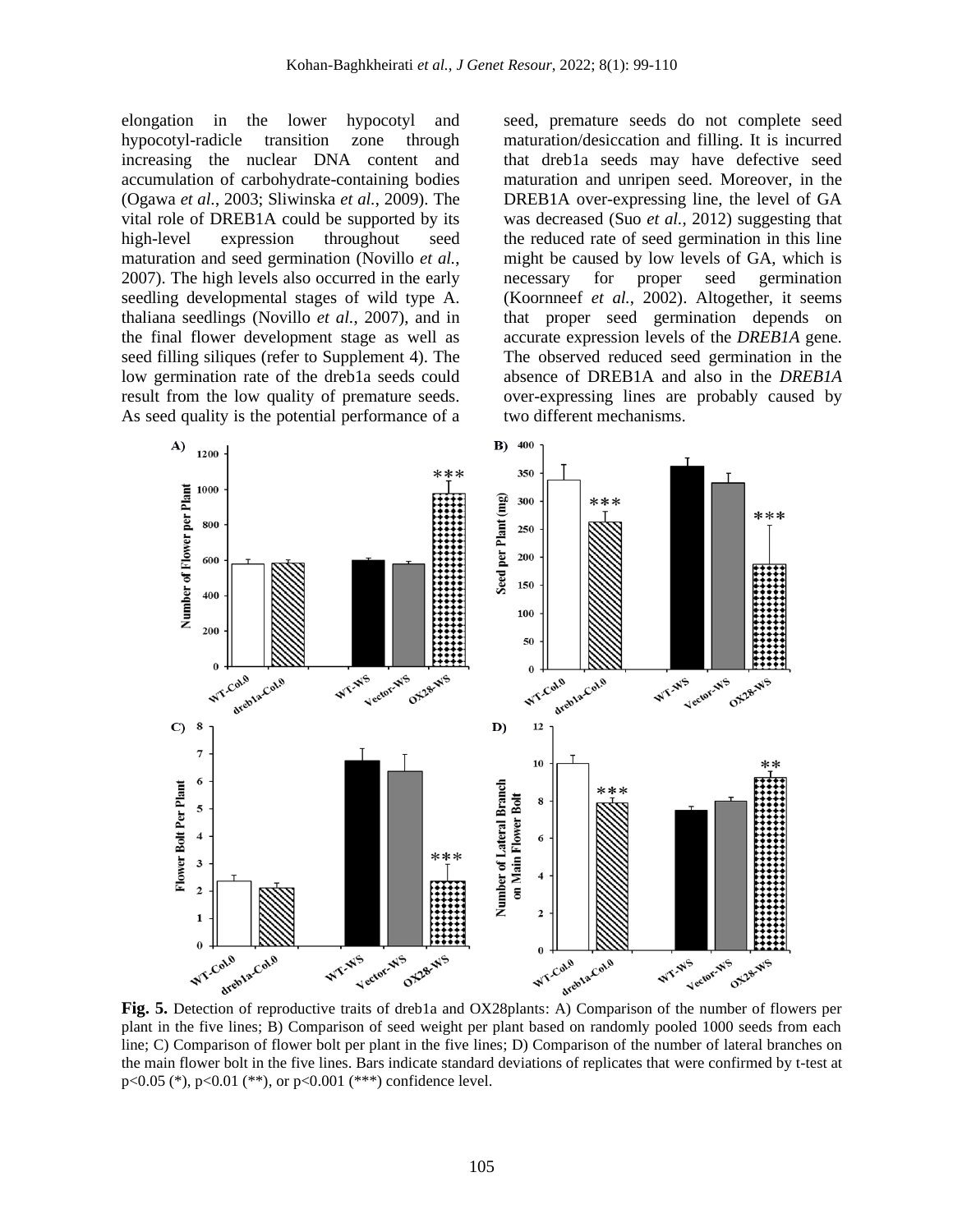elongation in the lower hypocotyl and hypocotyl-radicle transition zone through increasing the nuclear DNA content and accumulation of carbohydrate-containing bodies (Ogawa *et al.*, 2003; Sliwinska *et al.*, 2009). The vital role of DREB1A could be supported by its high-level expression throughout seed maturation and seed germination (Novillo *et al.*, 2007). The high levels also occurred in the early seedling developmental stages of wild type A. thaliana seedlings (Novillo *et al.*, 2007), and in the final flower development stage as well as seed filling siliques (refer to Supplement 4). The low germination rate of the dreb1a seeds could result from the low quality of premature seeds. As seed quality is the potential performance of a seed, premature seeds do not complete seed maturation/desiccation and filling. It is incurred that dreb1a seeds may have defective seed maturation and unripen seed. Moreover, in the DREB1A over-expressing line, the level of GA was decreased (Suo *et al.*, 2012) suggesting that the reduced rate of seed germination in this line might be caused by low levels of GA, which is necessary for proper seed germination (Koornneef *et al.*, 2002). Altogether, it seems that proper seed germination depends on accurate expression levels of the *DREB1A* gene. The observed reduced seed germination in the absence of DREB1A and also in the *DREB1A* over-expressing lines are probably caused by two different mechanisms.

**Fig. 5.** Detection of reproductive traits of dreb1a and OX28plants: A) Comparison of the number of flowers per plant in the five lines; B) Comparison of seed weight per plant based on randomly pooled 1000 seeds from each line; C) Comparison of flower bolt per plant in the five lines; D) Comparison of the number of lateral branches on the main flower bolt in the five lines. Bars indicate standard deviations of replicates that were confirmed by t-test at p<0.05 (*), p<0.01 (**), or p<0.001 (***) confidence level.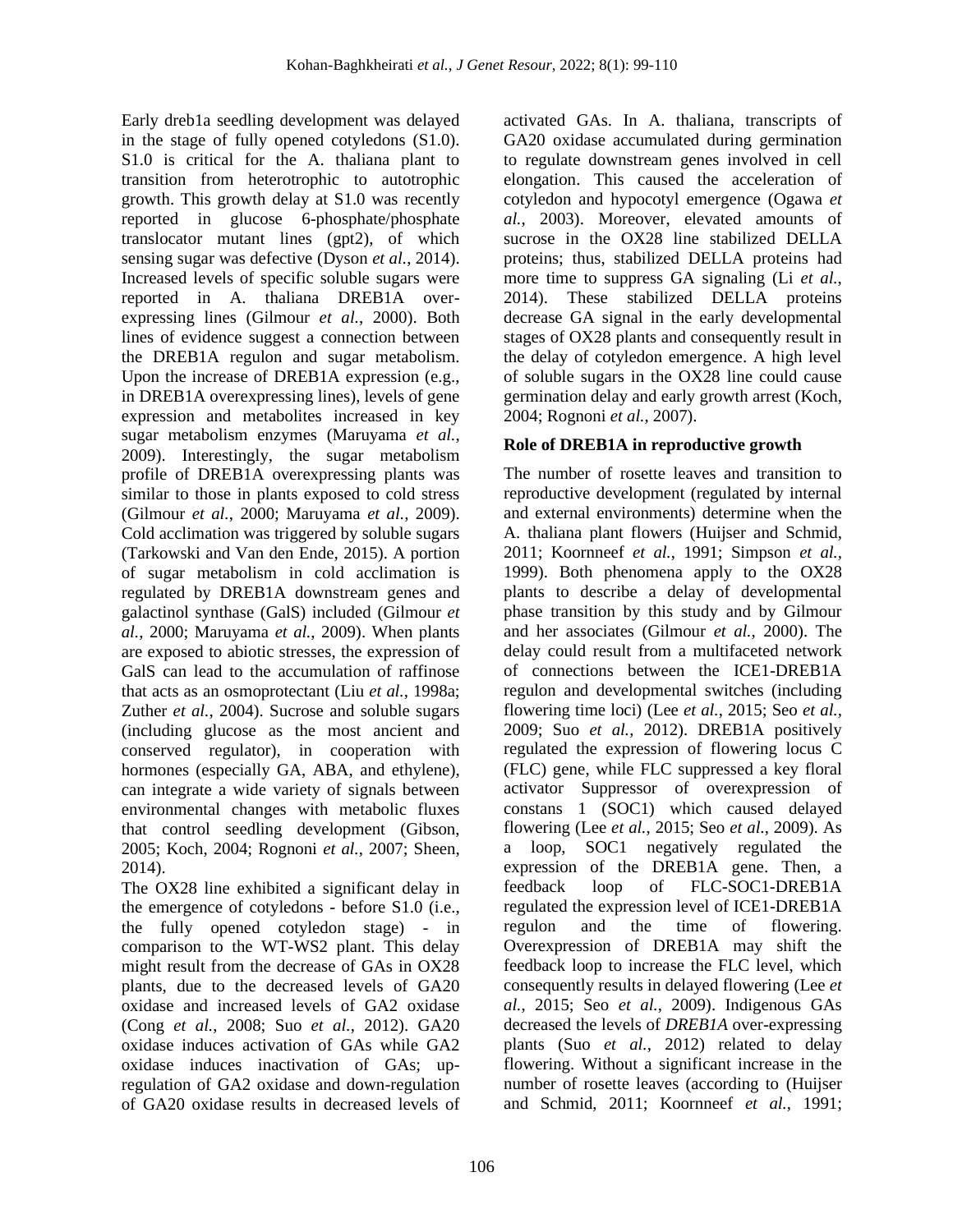Early dreb1a seedling development was delayed in the stage of fully opened cotyledons (S1.0). S1.0 is critical for the A. thaliana plant to transition from heterotrophic to autotrophic growth. This growth delay at S1.0 was recently reported in glucose 6-phosphate/phosphate translocator mutant lines (gpt2), of which sensing sugar was defective (Dyson *et al.*, 2014). Increased levels of specific soluble sugars were reported in A. thaliana DREB1A over-expressing lines (Gilmour *et al.*, 2000). Both lines of evidence suggest a connection between the DREB1A regulon and sugar metabolism. Upon the increase of DREB1A expression (e.g., in DREB1A overexpressing lines), levels of gene expression and metabolites increased in key sugar metabolism enzymes (Maruyama *et al.*, 2009). Interestingly, the sugar metabolism profile of DREB1A overexpressing plants was similar to those in plants exposed to cold stress (Gilmour *et al.*, 2000; Maruyama *et al.*, 2009). Cold acclimation was triggered by soluble sugars (Tarkowski and Van den Ende, 2015). A portion of sugar metabolism in cold acclimation is regulated by DREB1A downstream genes and galactinol synthase (GalS) included (Gilmour *et al.*, 2000; Maruyama *et al.*, 2009). When plants are exposed to abiotic stresses, the expression of GalS can lead to the accumulation of raffinose that acts as an osmoprotectant (Liu *et al.*, 1998a; Zuther *et al.*, 2004). Sucrose and soluble sugars (including glucose as the most ancient and conserved regulator), in cooperation with hormones (especially GA, ABA, and ethylene), can integrate a wide variety of signals between environmental changes with metabolic fluxes that control seedling development (Gibson, 2005; Koch, 2004; Rognoni *et al.*, 2007; Sheen, 2014).

The OX28 line exhibited a significant delay in the emergence of cotyledons - before S1.0 (i.e., the fully opened cotyledon stage) - in comparison to the WT-WS2 plant. This delay might result from the decrease of GAs in OX28 plants, due to the decreased levels of GA20 oxidase and increased levels of GA2 oxidase (Cong *et al.*, 2008; Suo *et al.*, 2012). GA20 oxidase induces activation of GAs while GA2 oxidase induces inactivation of GAs; up-regulation of GA2 oxidase and down-regulation of GA20 oxidase results in decreased levels of activated GAs. In A. thaliana, transcripts of GA20 oxidase accumulated during germination to regulate downstream genes involved in cell elongation. This caused the acceleration of cotyledon and hypocotyl emergence (Ogawa *et al.*, 2003). Moreover, elevated amounts of sucrose in the OX28 line stabilized DELLA proteins; thus, stabilized DELLA proteins had more time to suppress GA signaling (Li *et al.*, 2014). These stabilized DELLA proteins decrease GA signal in the early developmental stages of OX28 plants and consequently result in the delay of cotyledon emergence. A high level of soluble sugars in the OX28 line could cause germination delay and early growth arrest (Koch, 2004; Rognoni *et al.*, 2007).

## Role of DREB1A in reproductive growth

The number of rosette leaves and transition to reproductive development (regulated by internal and external environments) determine when the A. thaliana plant flowers (Huijser and Schmid, 2011; Koornneef *et al.*, 1991; Simpson *et al.*, 1999). Both phenomena apply to the OX28 plants to describe a delay of developmental phase transition by this study and by Gilmour and her associates (Gilmour *et al.*, 2000). The delay could result from a multifaceted network of connections between the ICE1-DREB1A regulon and developmental switches (including flowering time loci) (Lee *et al.*, 2015; Seo *et al.*, 2009; Suo *et al.*, 2012). DREB1A positively regulated the expression of flowering locus C (FLC) gene, while FLC suppressed a key floral activator Suppressor of overexpression of constans 1 (SOC1) which caused delayed flowering (Lee *et al.*, 2015; Seo *et al.*, 2009). As a loop, SOC1 negatively regulated the expression of the DREB1A gene. Then, a feedback loop of FLC-SOC1-DREB1A regulated the expression level of ICE1-DREB1A regulon and the time of flowering. Overexpression of DREB1A may shift the feedback loop to increase the FLC level, which consequently results in delayed flowering (Lee *et al.*, 2015; Seo *et al.*, 2009). Indigenous GAs decreased the levels of *DREB1A* over-expressing plants (Suo *et al.*, 2012) related to delay flowering. Without a significant increase in the number of rosette leaves (according to (Huijser and Schmid, 2011; Koornneef *et al.*, 1991;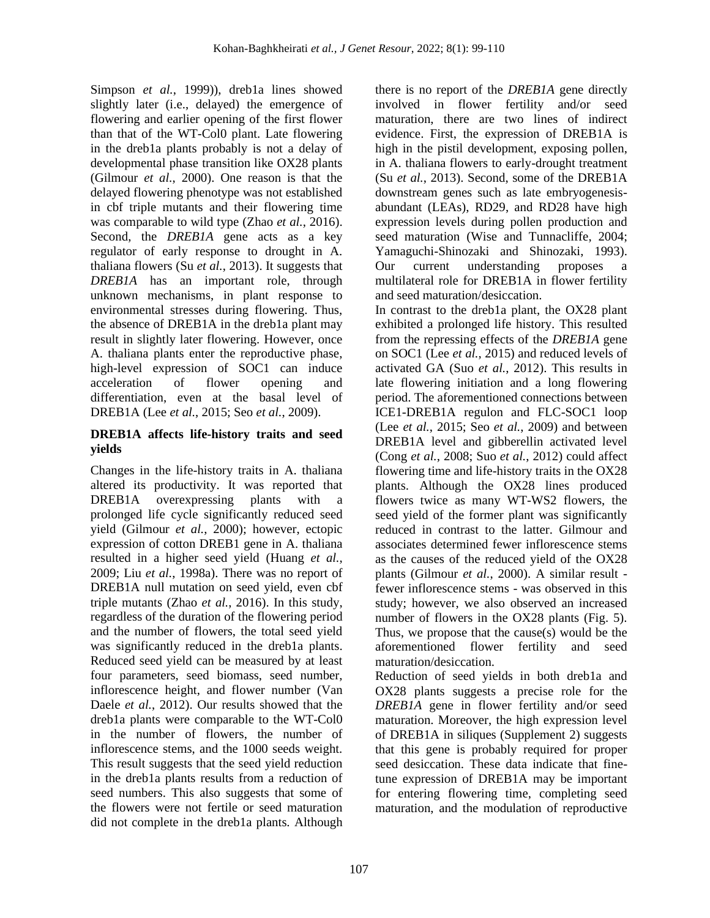Simpson *et al.*, 1999)), dreb1a lines showed slightly later (i.e., delayed) the emergence of flowering and earlier opening of the first flower than that of the WT-Col0 plant. Late flowering in the dreb1a plants probably is not a delay of developmental phase transition like OX28 plants (Gilmour *et al.*, 2000). One reason is that the delayed flowering phenotype was not established in cbf triple mutants and their flowering time was comparable to wild type (Zhao *et al.*, 2016). Second, the *DREB1A* gene acts as a key regulator of early response to drought in A. thaliana flowers (Su *et al.*, 2013). It suggests that *DREB1A* has an important role, through unknown mechanisms, in plant response to environmental stresses during flowering. Thus, the absence of DREB1A in the dreb1a plant may result in slightly later flowering. However, once A. thaliana plants enter the reproductive phase, high-level expression of SOC1 can induce acceleration of flower opening and differentiation, even at the basal level of DREB1A (Lee *et al.*, 2015; Seo *et al.*, 2009).

### DREB1A affects life-history traits and seed yields

Changes in the life-history traits in A. thaliana altered its productivity. It was reported that DREB1A overexpressing plants with a prolonged life cycle significantly reduced seed yield (Gilmour *et al.*, 2000); however, ectopic expression of cotton DREB1 gene in A. thaliana resulted in a higher seed yield (Huang *et al.*, 2009; Liu *et al.*, 1998a). There was no report of DREB1A null mutation on seed yield, even cbf triple mutants (Zhao *et al.*, 2016). In this study, regardless of the duration of the flowering period and the number of flowers, the total seed yield was significantly reduced in the dreb1a plants. Reduced seed yield can be measured by at least four parameters, seed biomass, seed number, inflorescence height, and flower number (Van Daele *et al.*, 2012). Our results showed that the dreb1a plants were comparable to the WT-Col0 in the number of flowers, the number of inflorescence stems, and the 1000 seeds weight. This result suggests that the seed yield reduction in the dreb1a plants results from a reduction of seed numbers. This also suggests that some of the flowers were not fertile or seed maturation did not complete in the dreb1a plants. Although there is no report of the *DREB1A* gene directly involved in flower fertility and/or seed maturation, there are two lines of indirect evidence. First, the expression of DREB1A is high in the pistil development, exposing pollen, in A. thaliana flowers to early-drought treatment (Su *et al.*, 2013). Second, some of the DREB1A downstream genes such as late embryogenesis-abundant (LEAs), RD29, and RD28 have high expression levels during pollen production and seed maturation (Wise and Tunnacliffe, 2004; Yamaguchi-Shinozaki and Shinozaki, 1993). Our current understanding proposes a multilateral role for DREB1A in flower fertility and seed maturation/desiccation.

In contrast to the dreb1a plant, the OX28 plant exhibited a prolonged life history. This resulted from the repressing effects of the *DREB1A* gene on SOC1 (Lee *et al.*, 2015) and reduced levels of activated GA (Suo *et al.*, 2012). This results in late flowering initiation and a long flowering period. The aforementioned connections between ICE1-DREB1A regulon and FLC-SOC1 loop (Lee *et al.*, 2015; Seo *et al.*, 2009) and between DREB1A level and gibberellin activated level (Cong *et al.*, 2008; Suo *et al.*, 2012) could affect flowering time and life-history traits in the OX28 plants. Although the OX28 lines produced flowers twice as many WT-WS2 flowers, the seed yield of the former plant was significantly reduced in contrast to the latter. Gilmour and associates determined fewer inflorescence stems as the causes of the reduced yield of the OX28 plants (Gilmour *et al.*, 2000). A similar result - fewer inflorescence stems - was observed in this study; however, we also observed an increased number of flowers in the OX28 plants (Fig. 5). Thus, we propose that the cause(s) would be the aforementioned flower fertility and seed maturation/desiccation.

Reduction of seed yields in both dreb1a and OX28 plants suggests a precise role for the *DREB1A* gene in flower fertility and/or seed maturation. Moreover, the high expression level of DREB1A in siliques (Supplement 2) suggests that this gene is probably required for proper seed desiccation. These data indicate that fine-tune expression of DREB1A may be important for entering flowering time, completing seed maturation, and the modulation of reproductive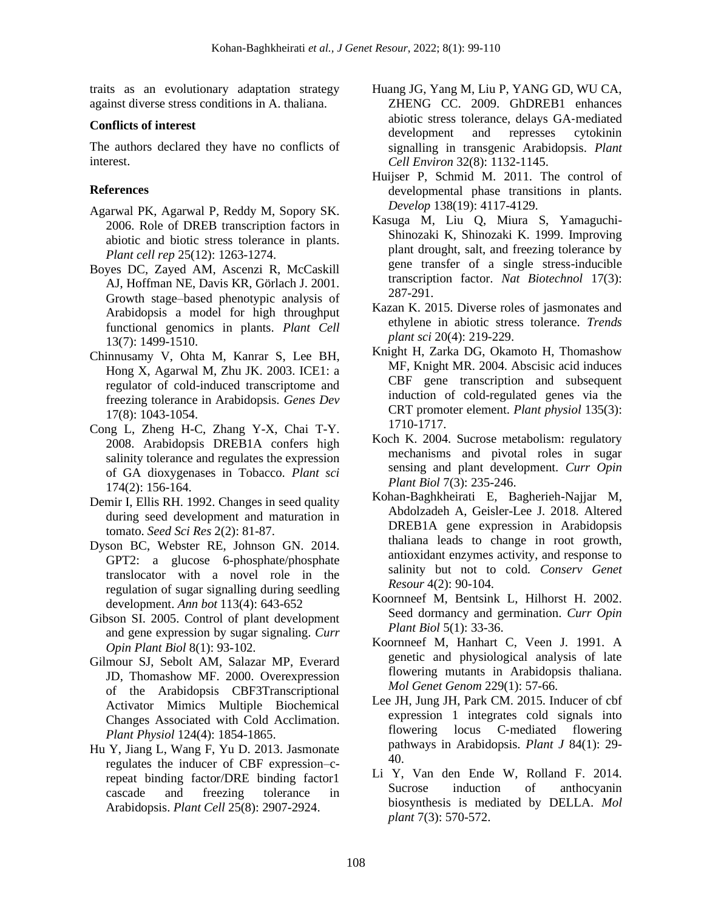traits as an evolutionary adaptation strategy against diverse stress conditions in A. thaliana.

**Conflicts of interest**

The authors declared they have no conflicts of interest.

## References

Agarwal PK, Agarwal P, Reddy M, Sopory SK. 2006. Role of DREB transcription factors in abiotic and biotic stress tolerance in plants. *Plant cell rep* 25(12): 1263-1274.

Boyes DC, Zayed AM, Ascenzi R, McCaskill AJ, Hoffman NE, Davis KR, Görlach J. 2001. Growth stage–based phenotypic analysis of Arabidopsis a model for high throughput functional genomics in plants. *Plant Cell* 13(7): 1499-1510.

Chinnusamy V, Ohta M, Kanrar S, Lee BH, Hong X, Agarwal M, Zhu JK. 2003. ICE1: a regulator of cold-induced transcriptome and freezing tolerance in Arabidopsis. *Genes Dev* 17(8): 1043-1054.

Cong L, Zheng H-C, Zhang Y-X, Chai T-Y. 2008. Arabidopsis DREB1A confers high salinity tolerance and regulates the expression of GA dioxygenases in Tobacco. *Plant sci* 174(2): 156-164.

Demir I, Ellis RH. 1992. Changes in seed quality during seed development and maturation in tomato. *Seed Sci Res* 2(2): 81-87.

Dyson BC, Webster RE, Johnson GN. 2014. GPT2: a glucose 6-phosphate/phosphate translocator with a novel role in the regulation of sugar signalling during seedling development. *Ann bot* 113(4): 643-652

Gibson SI. 2005. Control of plant development and gene expression by sugar signaling. *Curr Opin Plant Biol* 8(1): 93-102.

Gilmour SJ, Sebolt AM, Salazar MP, Everard JD, Thomashow MF. 2000. Overexpression of the Arabidopsis CBF3Transcriptional Activator Mimics Multiple Biochemical Changes Associated with Cold Acclimation. *Plant Physiol* 124(4): 1854-1865.

Hu Y, Jiang L, Wang F, Yu D. 2013. Jasmonate regulates the inducer of CBF expression–c-repeat binding factor/DRE binding factor1 cascade and freezing tolerance in Arabidopsis. *Plant Cell* 25(8): 2907-2924.

Huang JG, Yang M, Liu P, YANG GD, WU CA, ZHENG CC. 2009. GhDREB1 enhances abiotic stress tolerance, delays GA-mediated development and represses cytokinin signalling in transgenic Arabidopsis. *Plant Cell Environ* 32(8): 1132-1145.

Huijser P, Schmid M. 2011. The control of developmental phase transitions in plants. *Develop* 138(19): 4117-4129.

Kasuga M, Liu Q, Miura S, Yamaguchi-Shinozaki K, Shinozaki K. 1999. Improving plant drought, salt, and freezing tolerance by gene transfer of a single stress-inducible transcription factor. *Nat Biotechnol* 17(3): 287-291.

Kazan K. 2015. Diverse roles of jasmonates and ethylene in abiotic stress tolerance. *Trends plant sci* 20(4): 219-229.

Knight H, Zarka DG, Okamoto H, Thomashow MF, Knight MR. 2004. Abscisic acid induces CBF gene transcription and subsequent induction of cold-regulated genes via the CRT promoter element. *Plant physiol* 135(3): 1710-1717.

Koch K. 2004. Sucrose metabolism: regulatory mechanisms and pivotal roles in sugar sensing and plant development. *Curr Opin Plant Biol* 7(3): 235-246.

Kohan-Baghkheirati E, Bagherieh-Najjar M, Abdolzadeh A, Geisler-Lee J. 2018. Altered DREB1A gene expression in Arabidopsis thaliana leads to change in root growth, antioxidant enzymes activity, and response to salinity but not to cold. *Conserv Genet Resour* 4(2): 90-104.

Koornneef M, Bentsink L, Hilhorst H. 2002. Seed dormancy and germination. *Curr Opin Plant Biol* 5(1): 33-36.

Koornneef M, Hanhart C, Veen J. 1991. A genetic and physiological analysis of late flowering mutants in Arabidopsis thaliana. *Mol Genet Genom* 229(1): 57-66.

Lee JH, Jung JH, Park CM. 2015. Inducer of cbf expression 1 integrates cold signals into flowering locus C-mediated flowering pathways in Arabidopsis. *Plant J* 84(1): 29-40.

Li Y, Van den Ende W, Rolland F. 2014. Sucrose induction of anthocyanin biosynthesis is mediated by DELLA. *Mol plant* 7(3): 570-572.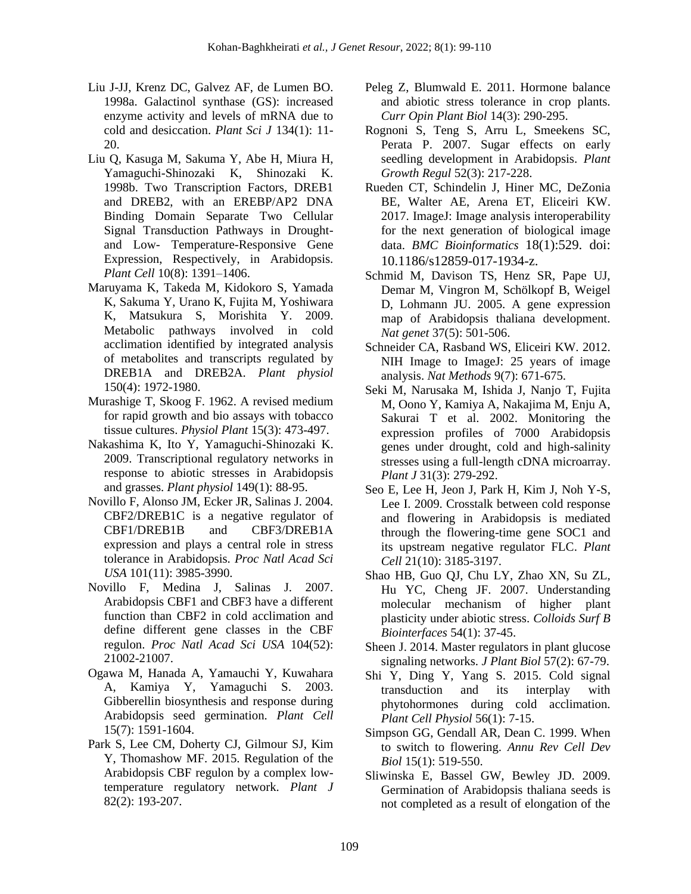Liu J-JJ, Krenz DC, Galvez AF, de Lumen BO. 1998a. Galactinol synthase (GS): increased enzyme activity and levels of mRNA due to cold and desiccation. *Plant Sci J* 134(1): 11-20.

Liu Q, Kasuga M, Sakuma Y, Abe H, Miura H, Yamaguchi-Shinozaki K, Shinozaki K. 1998b. Two Transcription Factors, DREB1 and DREB2, with an EREBP/AP2 DNA Binding Domain Separate Two Cellular Signal Transduction Pathways in Drought- and Low- Temperature-Responsive Gene Expression, Respectively, in Arabidopsis. *Plant Cell* 10(8): 1391–1406.

Maruyama K, Takeda M, Kidokoro S, Yamada K, Sakuma Y, Urano K, Fujita M, Yoshiwara K, Matsukura S, Morishita Y. 2009. Metabolic pathways involved in cold acclimation identified by integrated analysis of metabolites and transcripts regulated by DREB1A and DREB2A. *Plant physiol* 150(4): 1972-1980.

Murashige T, Skoog F. 1962. A revised medium for rapid growth and bio assays with tobacco tissue cultures. *Physiol Plant* 15(3): 473-497.

Nakashima K, Ito Y, Yamaguchi-Shinozaki K. 2009. Transcriptional regulatory networks in response to abiotic stresses in Arabidopsis and grasses. *Plant physiol* 149(1): 88-95.

Novillo F, Alonso JM, Ecker JR, Salinas J. 2004. CBF2/DREB1C is a negative regulator of CBF1/DREB1B and CBF3/DREB1A expression and plays a central role in stress tolerance in Arabidopsis. *Proc Natl Acad Sci USA* 101(11): 3985-3990.

Novillo F, Medina J, Salinas J. 2007. Arabidopsis CBF1 and CBF3 have a different function than CBF2 in cold acclimation and define different gene classes in the CBF regulon. *Proc Natl Acad Sci USA* 104(52): 21002-21007.

Ogawa M, Hanada A, Yamauchi Y, Kuwahara A, Kamiya Y, Yamaguchi S. 2003. Gibberellin biosynthesis and response during Arabidopsis seed germination. *Plant Cell* 15(7): 1591-1604.

Park S, Lee CM, Doherty CJ, Gilmour SJ, Kim Y, Thomashow MF. 2015. Regulation of the Arabidopsis CBF regulon by a complex low-temperature regulatory network. *Plant J* 82(2): 193-207.

Peleg Z, Blumwald E. 2011. Hormone balance and abiotic stress tolerance in crop plants. *Curr Opin Plant Biol* 14(3): 290-295.

Rognoni S, Teng S, Arru L, Smeekens SC, Perata P. 2007. Sugar effects on early seedling development in Arabidopsis. *Plant Growth Regul* 52(3): 217-228.

Rueden CT, Schindelin J, Hiner MC, DeZonia BE, Walter AE, Arena ET, Eliceiri KW. 2017. ImageJ: Image analysis interoperability for the next generation of biological image data. *BMC Bioinformatics* 18(1):529. doi: 10.1186/s12859-017-1934-z.

Schmid M, Davison TS, Henz SR, Pape UJ, Demar M, Vingron M, Schölkopf B, Weigel D, Lohmann JU. 2005. A gene expression map of Arabidopsis thaliana development. *Nat genet* 37(5): 501-506.

Schneider CA, Rasband WS, Eliceiri KW. 2012. NIH Image to ImageJ: 25 years of image analysis. *Nat Methods* 9(7): 671-675.

Seki M, Narusaka M, Ishida J, Nanjo T, Fujita M, Oono Y, Kamiya A, Nakajima M, Enju A, Sakurai T et al. 2002. Monitoring the expression profiles of 7000 Arabidopsis genes under drought, cold and high-salinity stresses using a full-length cDNA microarray. *Plant J* 31(3): 279-292.

Seo E, Lee H, Jeon J, Park H, Kim J, Noh Y-S, Lee I. 2009. Crosstalk between cold response and flowering in Arabidopsis is mediated through the flowering-time gene SOC1 and its upstream negative regulator FLC. *Plant Cell* 21(10): 3185-3197.

Shao HB, Guo QJ, Chu LY, Zhao XN, Su ZL, Hu YC, Cheng JF. 2007. Understanding molecular mechanism of higher plant plasticity under abiotic stress. *Colloids Surf B Biointerfaces* 54(1): 37-45.

Sheen J. 2014. Master regulators in plant glucose signaling networks. *J Plant Biol* 57(2): 67-79.

Shi Y, Ding Y, Yang S. 2015. Cold signal transduction and its interplay with phytohormones during cold acclimation. *Plant Cell Physiol* 56(1): 7-15.

Simpson GG, Gendall AR, Dean C. 1999. When to switch to flowering. *Annu Rev Cell Dev Biol* 15(1): 519-550.

Sliwinska E, Bassel GW, Bewley JD. 2009. Germination of Arabidopsis thaliana seeds is not completed as a result of elongation of the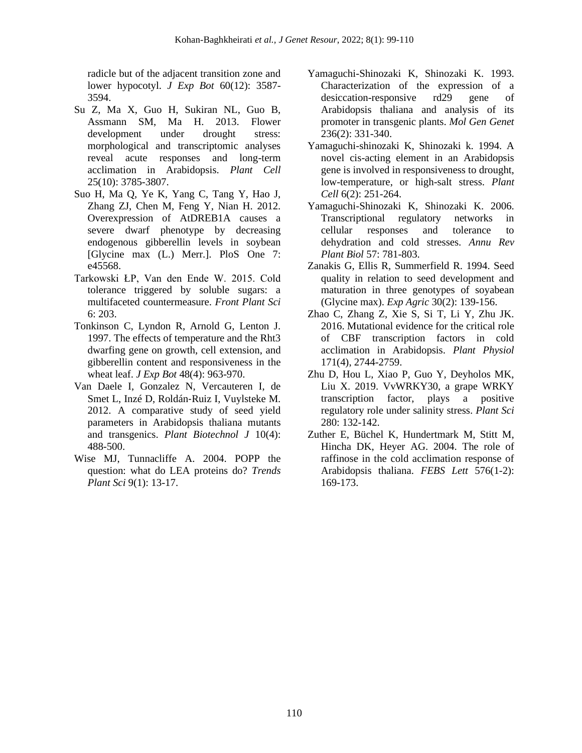radicle but of the adjacent transition zone and lower hypocotyl. *J Exp Bot* 60(12): 3587-3594.

Su Z, Ma X, Guo H, Sukiran NL, Guo B, Assmann SM, Ma H. 2013. Flower development under drought stress: morphological and transcriptomic analyses reveal acute responses and long-term acclimation in Arabidopsis. *Plant Cell* 25(10): 3785-3807.

Suo H, Ma Q, Ye K, Yang C, Tang Y, Hao J, Zhang ZJ, Chen M, Feng Y, Nian H. 2012. Overexpression of AtDREB1A causes a severe dwarf phenotype by decreasing endogenous gibberellin levels in soybean [Glycine max (L.) Merr.]. PloS One 7: e45568.

Tarkowski ŁP, Van den Ende W. 2015. Cold tolerance triggered by soluble sugars: a multifaceted countermeasure. *Front Plant Sci* 6: 203.

Tonkinson C, Lyndon R, Arnold G, Lenton J. 1997. The effects of temperature and the Rht3 dwarfing gene on growth, cell extension, and gibberellin content and responsiveness in the wheat leaf. *J Exp Bot* 48(4): 963-970.

Van Daele I, Gonzalez N, Vercauteren I, de Smet L, Inzé D, Roldán-Ruiz I, Vuylsteke M. 2012. A comparative study of seed yield parameters in Arabidopsis thaliana mutants and transgenics. *Plant Biotechnol J* 10(4): 488-500.

Wise MJ, Tunnacliffe A. 2004. POPP the question: what do LEA proteins do? *Trends Plant Sci* 9(1): 13-17.

Yamaguchi-Shinozaki K, Shinozaki K. 1993. Characterization of the expression of a desiccation-responsive rd29 gene of Arabidopsis thaliana and analysis of its promoter in transgenic plants. *Mol Gen Genet* 236(2): 331-340.

Yamaguchi-shinozaki K, Shinozaki k. 1994. A novel cis-acting element in an Arabidopsis gene is involved in responsiveness to drought, low-temperature, or high-salt stress. *Plant Cell* 6(2): 251-264.

Yamaguchi-Shinozaki K, Shinozaki K. 2006. Transcriptional regulatory networks in cellular responses and tolerance to dehydration and cold stresses. *Annu Rev Plant Biol* 57: 781-803.

Zanakis G, Ellis R, Summerfield R. 1994. Seed quality in relation to seed development and maturation in three genotypes of soyabean (Glycine max). *Exp Agric* 30(2): 139-156.

Zhao C, Zhang Z, Xie S, Si T, Li Y, Zhu JK. 2016. Mutational evidence for the critical role of CBF transcription factors in cold acclimation in Arabidopsis. *Plant Physiol* 171(4), 2744-2759.

Zhu D, Hou L, Xiao P, Guo Y, Deyholos MK, Liu X. 2019. VvWRKY30, a grape WRKY transcription factor, plays a positive regulatory role under salinity stress. *Plant Sci* 280: 132-142.

Zuther E, Büchel K, Hundertmark M, Stitt M, Hincha DK, Heyer AG. 2004. The role of raffinose in the cold acclimation response of Arabidopsis thaliana. *FEBS Lett* 576(1-2): 169-173.